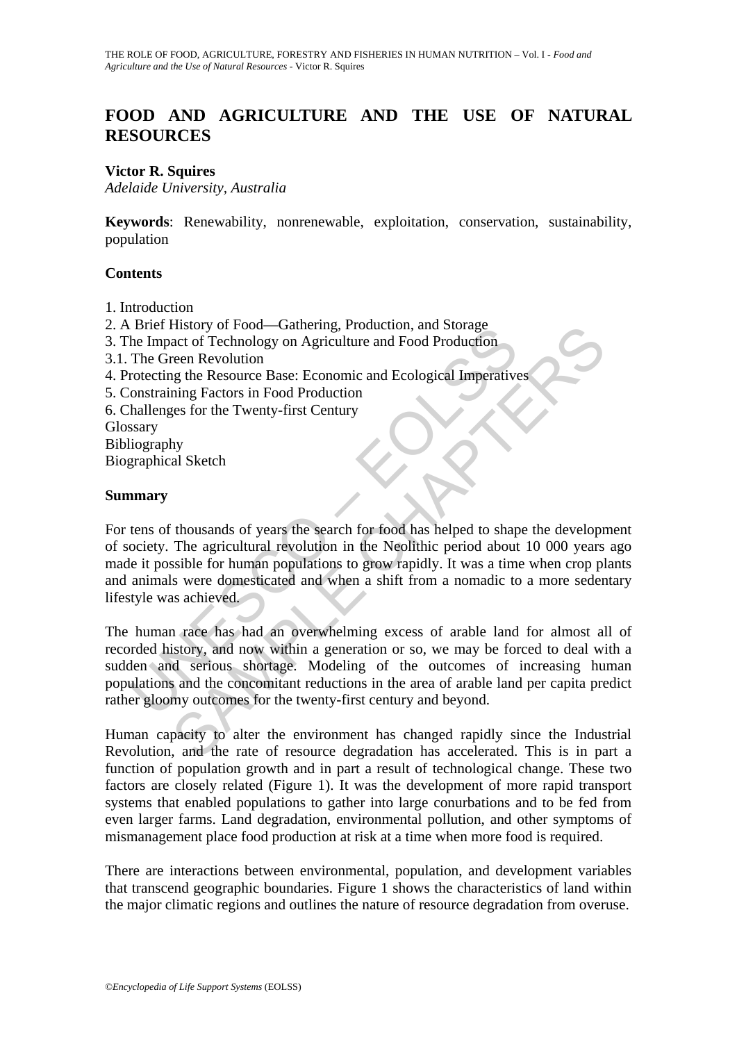# FOOD AND AGRICULTURE AND THE USE OF NATURAL RESOURCES

**Victor R. Squires**
*Adelaide University, Australia*

**Keywords**: Renewability, nonrenewable, exploitation, conservation, sustainability, population

## Contents

1. Introduction
2. A Brief History of Food—Gathering, Production, and Storage
3. The Impact of Technology on Agriculture and Food Production
3.1. The Green Revolution
4. Protecting the Resource Base: Economic and Ecological Imperatives
5. Constraining Factors in Food Production
6. Challenges for the Twenty-first Century

Glossary
Bibliography
Biographical Sketch

## Summary

For tens of thousands of years the search for food has helped to shape the development of society. The agricultural revolution in the Neolithic period about 10 000 years ago made it possible for human populations to grow rapidly. It was a time when crop plants and animals were domesticated and when a shift from a nomadic to a more sedentary lifestyle was achieved.

The human race has had an overwhelming excess of arable land for almost all of recorded history, and now within a generation or so, we may be forced to deal with a sudden and serious shortage. Modeling of the outcomes of increasing human populations and the concomitant reductions in the area of arable land per capita predict rather gloomy outcomes for the twenty-first century and beyond.

Human capacity to alter the environment has changed rapidly since the Industrial Revolution, and the rate of resource degradation has accelerated. This is in part a function of population growth and in part a result of technological change. These two factors are closely related (Figure 1). It was the development of more rapid transport systems that enabled populations to gather into large conurbations and to be fed from even larger farms. Land degradation, environmental pollution, and other symptoms of mismanagement place food production at risk at a time when more food is required.

There are interactions between environmental, population, and development variables that transcend geographic boundaries. Figure 1 shows the characteristics of land within the major climatic regions and outlines the nature of resource degradation from overuse.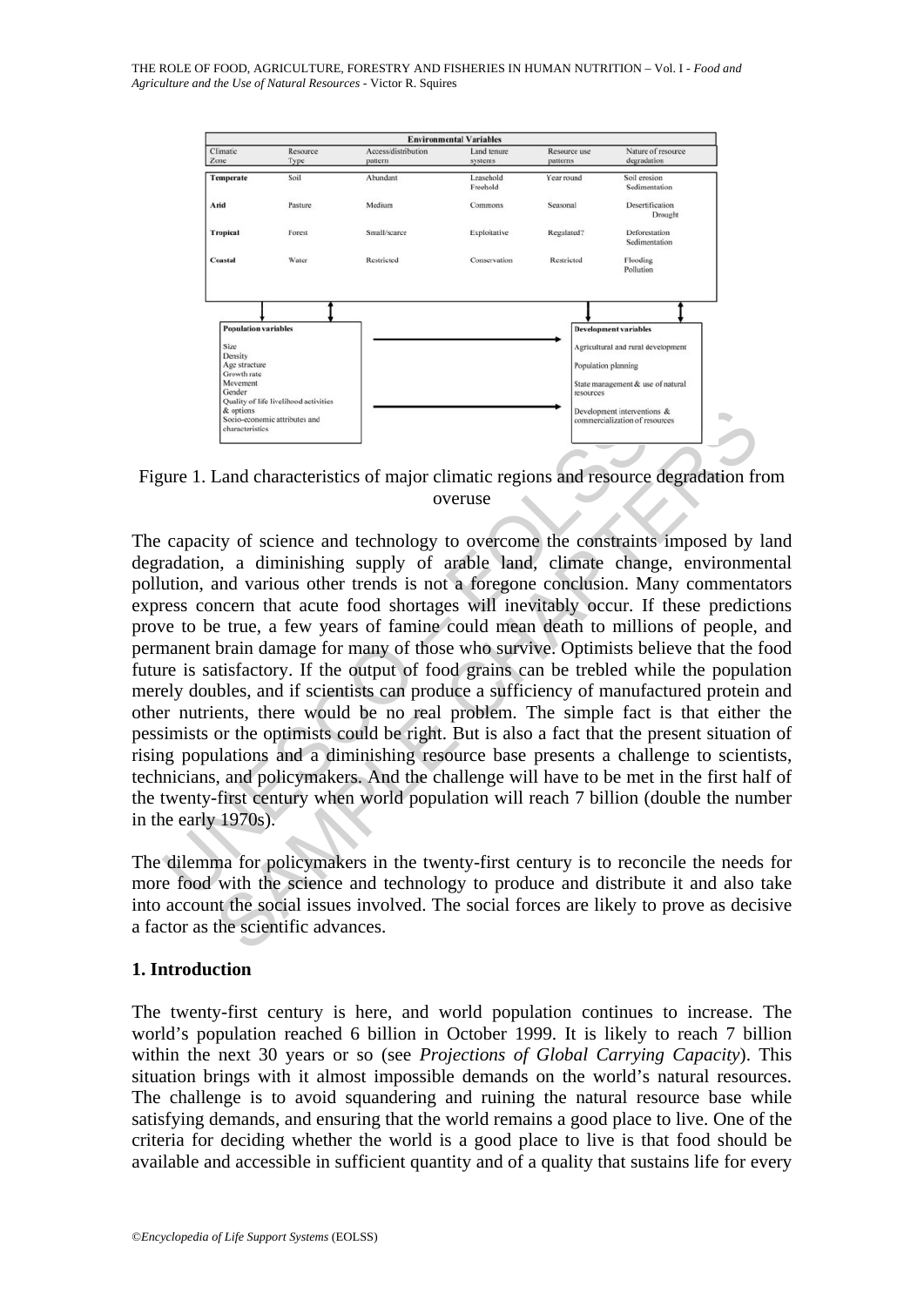| Environmental Variables | | | | | |
|---|---|---|---|---|---|
| Climatic Zone | Resource Type | Access/distribution pattern | Land tenure systems | Resource use patterns | Nature of resource degradation |
| **Temperate** | Soil | Abundant | Leasehold Freehold | Year round | Soil erosion Sedimentation |
| **Arid** | Pasture | Medium | Commons | Seasonal | Desertification Drought |
| **Tropical** | Forest | Small/scarce | Exploitative | Regulated? | Deforestation Sedimentation |
| **Coastal** | Water | Restricted | Conservation | Restricted | Flooding Pollution |

**Population variables**

Size
Density
Age structure
Growth rate
Movement
Gender
Quality of life livelihood activities & options
Socio-economic attributes and characteristics

**Development variables**

Agricultural and rural development
Population planning
State management & use of natural resources
Development interventions & commercialization of resources

Figure 1. Land characteristics of major climatic regions and resource degradation from overuse

The capacity of science and technology to overcome the constraints imposed by land degradation, a diminishing supply of arable land, climate change, environmental pollution, and various other trends is not a foregone conclusion. Many commentators express concern that acute food shortages will inevitably occur. If these predictions prove to be true, a few years of famine could mean death to millions of people, and permanent brain damage for many of those who survive. Optimists believe that the food future is satisfactory. If the output of food grains can be trebled while the population merely doubles, and if scientists can produce a sufficiency of manufactured protein and other nutrients, there would be no real problem. The simple fact is that either the pessimists or the optimists could be right. But is also a fact that the present situation of rising populations and a diminishing resource base presents a challenge to scientists, technicians, and policymakers. And the challenge will have to be met in the first half of the twenty-first century when world population will reach 7 billion (double the number in the early 1970s).

The dilemma for policymakers in the twenty-first century is to reconcile the needs for more food with the science and technology to produce and distribute it and also take into account the social issues involved. The social forces are likely to prove as decisive a factor as the scientific advances.

## 1. Introduction

The twenty-first century is here, and world population continues to increase. The world's population reached 6 billion in October 1999. It is likely to reach 7 billion within the next 30 years or so (see *Projections of Global Carrying Capacity*). This situation brings with it almost impossible demands on the world's natural resources. The challenge is to avoid squandering and ruining the natural resource base while satisfying demands, and ensuring that the world remains a good place to live. One of the criteria for deciding whether the world is a good place to live is that food should be available and accessible in sufficient quantity and of a quality that sustains life for every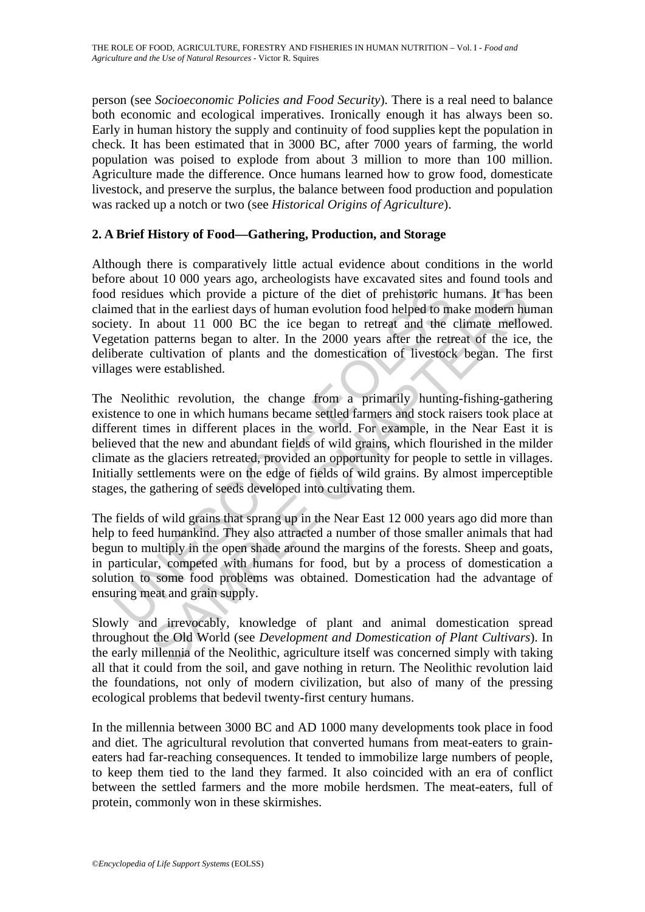person (see *Socioeconomic Policies and Food Security*). There is a real need to balance both economic and ecological imperatives. Ironically enough it has always been so. Early in human history the supply and continuity of food supplies kept the population in check. It has been estimated that in 3000 BC, after 7000 years of farming, the world population was poised to explode from about 3 million to more than 100 million. Agriculture made the difference. Once humans learned how to grow food, domesticate livestock, and preserve the surplus, the balance between food production and population was racked up a notch or two (see *Historical Origins of Agriculture*).

## 2. A Brief History of Food—Gathering, Production, and Storage

Although there is comparatively little actual evidence about conditions in the world before about 10 000 years ago, archeologists have excavated sites and found tools and food residues which provide a picture of the diet of prehistoric humans. It has been claimed that in the earliest days of human evolution food helped to make modern human society. In about 11 000 BC the ice began to retreat and the climate mellowed. Vegetation patterns began to alter. In the 2000 years after the retreat of the ice, the deliberate cultivation of plants and the domestication of livestock began. The first villages were established.

The Neolithic revolution, the change from a primarily hunting-fishing-gathering existence to one in which humans became settled farmers and stock raisers took place at different times in different places in the world. For example, in the Near East it is believed that the new and abundant fields of wild grains, which flourished in the milder climate as the glaciers retreated, provided an opportunity for people to settle in villages. Initially settlements were on the edge of fields of wild grains. By almost imperceptible stages, the gathering of seeds developed into cultivating them.

The fields of wild grains that sprang up in the Near East 12 000 years ago did more than help to feed humankind. They also attracted a number of those smaller animals that had begun to multiply in the open shade around the margins of the forests. Sheep and goats, in particular, competed with humans for food, but by a process of domestication a solution to some food problems was obtained. Domestication had the advantage of ensuring meat and grain supply.

Slowly and irrevocably, knowledge of plant and animal domestication spread throughout the Old World (see *Development and Domestication of Plant Cultivars*). In the early millennia of the Neolithic, agriculture itself was concerned simply with taking all that it could from the soil, and gave nothing in return. The Neolithic revolution laid the foundations, not only of modern civilization, but also of many of the pressing ecological problems that bedevil twenty-first century humans.

In the millennia between 3000 BC and AD 1000 many developments took place in food and diet. The agricultural revolution that converted humans from meat-eaters to grain-eaters had far-reaching consequences. It tended to immobilize large numbers of people, to keep them tied to the land they farmed. It also coincided with an era of conflict between the settled farmers and the more mobile herdsmen. The meat-eaters, full of protein, commonly won in these skirmishes.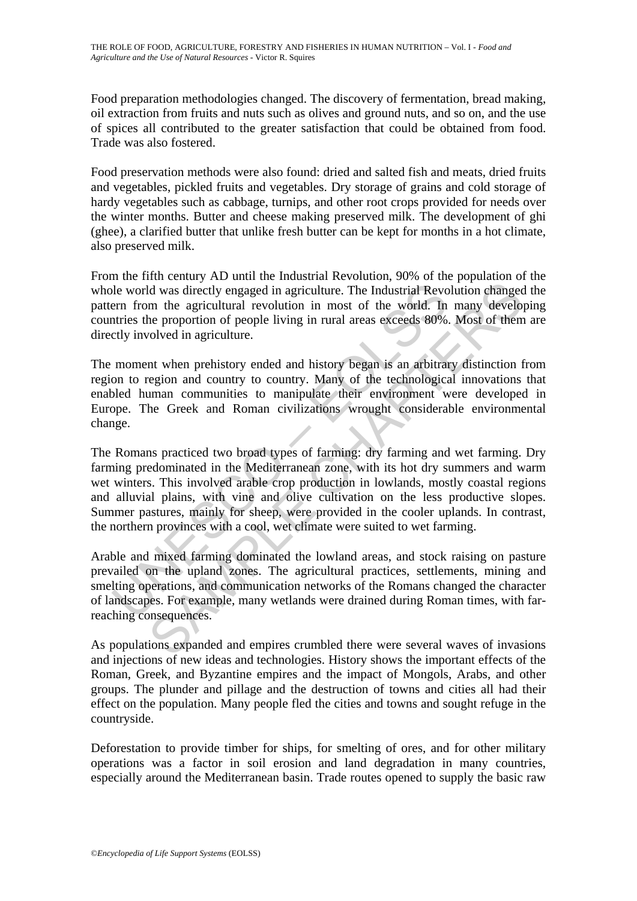Food preparation methodologies changed. The discovery of fermentation, bread making, oil extraction from fruits and nuts such as olives and ground nuts, and so on, and the use of spices all contributed to the greater satisfaction that could be obtained from food. Trade was also fostered.

Food preservation methods were also found: dried and salted fish and meats, dried fruits and vegetables, pickled fruits and vegetables. Dry storage of grains and cold storage of hardy vegetables such as cabbage, turnips, and other root crops provided for needs over the winter months. Butter and cheese making preserved milk. The development of ghi (ghee), a clarified butter that unlike fresh butter can be kept for months in a hot climate, also preserved milk.

From the fifth century AD until the Industrial Revolution, 90% of the population of the whole world was directly engaged in agriculture. The Industrial Revolution changed the pattern from the agricultural revolution in most of the world. In many developing countries the proportion of people living in rural areas exceeds 80%. Most of them are directly involved in agriculture.

The moment when prehistory ended and history began is an arbitrary distinction from region to region and country to country. Many of the technological innovations that enabled human communities to manipulate their environment were developed in Europe. The Greek and Roman civilizations wrought considerable environmental change.

The Romans practiced two broad types of farming: dry farming and wet farming. Dry farming predominated in the Mediterranean zone, with its hot dry summers and warm wet winters. This involved arable crop production in lowlands, mostly coastal regions and alluvial plains, with vine and olive cultivation on the less productive slopes. Summer pastures, mainly for sheep, were provided in the cooler uplands. In contrast, the northern provinces with a cool, wet climate were suited to wet farming.

Arable and mixed farming dominated the lowland areas, and stock raising on pasture prevailed on the upland zones. The agricultural practices, settlements, mining and smelting operations, and communication networks of the Romans changed the character of landscapes. For example, many wetlands were drained during Roman times, with far-reaching consequences.

As populations expanded and empires crumbled there were several waves of invasions and injections of new ideas and technologies. History shows the important effects of the Roman, Greek, and Byzantine empires and the impact of Mongols, Arabs, and other groups. The plunder and pillage and the destruction of towns and cities all had their effect on the population. Many people fled the cities and towns and sought refuge in the countryside.

Deforestation to provide timber for ships, for smelting of ores, and for other military operations was a factor in soil erosion and land degradation in many countries, especially around the Mediterranean basin. Trade routes opened to supply the basic raw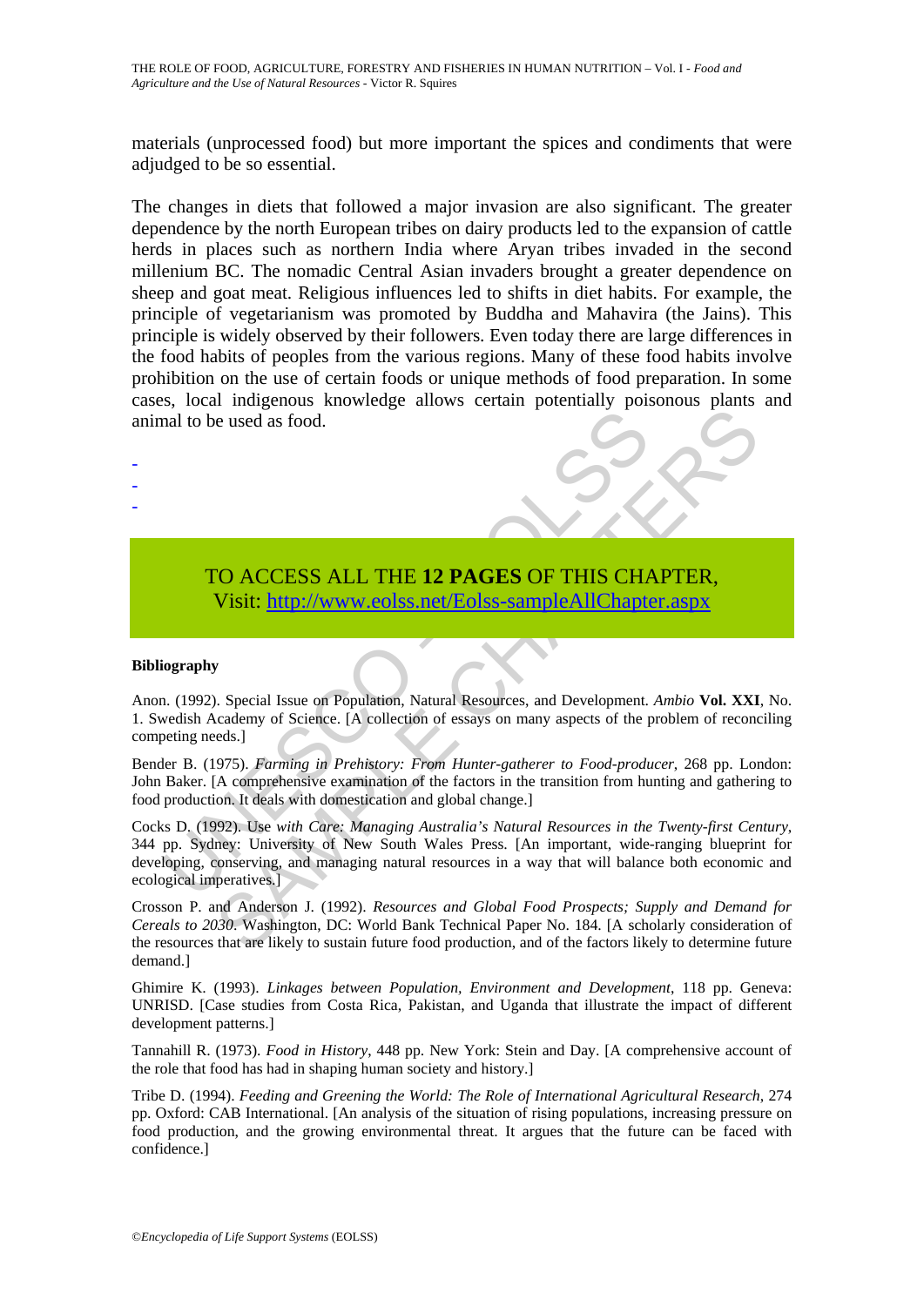materials (unprocessed food) but more important the spices and condiments that were adjudged to be so essential.

The changes in diets that followed a major invasion are also significant. The greater dependence by the north European tribes on dairy products led to the expansion of cattle herds in places such as northern India where Aryan tribes invaded in the second millenium BC. The nomadic Central Asian invaders brought a greater dependence on sheep and goat meat. Religious influences led to shifts in diet habits. For example, the principle of vegetarianism was promoted by Buddha and Mahavira (the Jains). This principle is widely observed by their followers. Even today there are large differences in the food habits of peoples from the various regions. Many of these food habits involve prohibition on the use of certain foods or unique methods of food preparation. In some cases, local indigenous knowledge allows certain potentially poisonous plants and animal to be used as food.

-
-
-

TO ACCESS ALL THE **12 PAGES** OF THIS CHAPTER,
Visit: http://www.eolss.net/Eolss-sampleAllChapter.aspx

**Bibliography**

Anon. (1992). Special Issue on Population, Natural Resources, and Development. *Ambio* **Vol. XXI**, No. 1. Swedish Academy of Science. [A collection of essays on many aspects of the problem of reconciling competing needs.]

Bender B. (1975). *Farming in Prehistory: From Hunter-gatherer to Food-producer*, 268 pp. London: John Baker. [A comprehensive examination of the factors in the transition from hunting and gathering to food production. It deals with domestication and global change.]

Cocks D. (1992). Use *with Care: Managing Australia's Natural Resources in the Twenty-first Century*, 344 pp. Sydney: University of New South Wales Press. [An important, wide-ranging blueprint for developing, conserving, and managing natural resources in a way that will balance both economic and ecological imperatives.]

Crosson P. and Anderson J. (1992). *Resources and Global Food Prospects; Supply and Demand for Cereals to 2030*. Washington, DC: World Bank Technical Paper No. 184. [A scholarly consideration of the resources that are likely to sustain future food production, and of the factors likely to determine future demand.]

Ghimire K. (1993). *Linkages between Population, Environment and Development*, 118 pp. Geneva: UNRISD. [Case studies from Costa Rica, Pakistan, and Uganda that illustrate the impact of different development patterns.]

Tannahill R. (1973). *Food in History*, 448 pp. New York: Stein and Day. [A comprehensive account of the role that food has had in shaping human society and history.]

Tribe D. (1994). *Feeding and Greening the World: The Role of International Agricultural Research*, 274 pp. Oxford: CAB International. [An analysis of the situation of rising populations, increasing pressure on food production, and the growing environmental threat. It argues that the future can be faced with confidence.]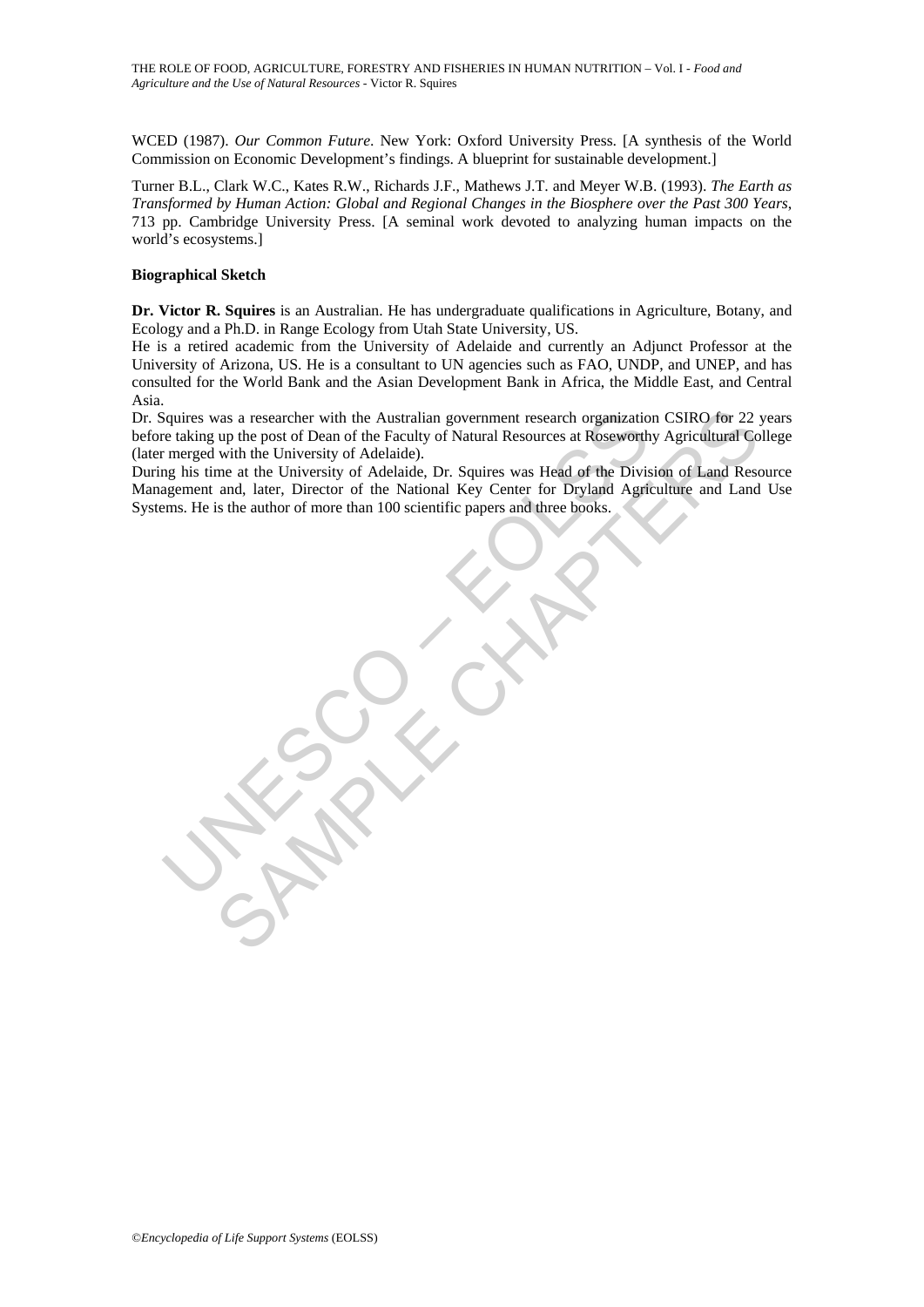WCED (1987). *Our Common Future*. New York: Oxford University Press. [A synthesis of the World Commission on Economic Development's findings. A blueprint for sustainable development.]

Turner B.L., Clark W.C., Kates R.W., Richards J.F., Mathews J.T. and Meyer W.B. (1993). *The Earth as Transformed by Human Action: Global and Regional Changes in the Biosphere over the Past 300 Years*, 713 pp. Cambridge University Press. [A seminal work devoted to analyzing human impacts on the world's ecosystems.]

**Biographical Sketch**

**Dr. Victor R. Squires** is an Australian. He has undergraduate qualifications in Agriculture, Botany, and Ecology and a Ph.D. in Range Ecology from Utah State University, US.

He is a retired academic from the University of Adelaide and currently an Adjunct Professor at the University of Arizona, US. He is a consultant to UN agencies such as FAO, UNDP, and UNEP, and has consulted for the World Bank and the Asian Development Bank in Africa, the Middle East, and Central Asia.

Dr. Squires was a researcher with the Australian government research organization CSIRO for 22 years before taking up the post of Dean of the Faculty of Natural Resources at Roseworthy Agricultural College (later merged with the University of Adelaide).

During his time at the University of Adelaide, Dr. Squires was Head of the Division of Land Resource Management and, later, Director of the National Key Center for Dryland Agriculture and Land Use Systems. He is the author of more than 100 scientific papers and three books.